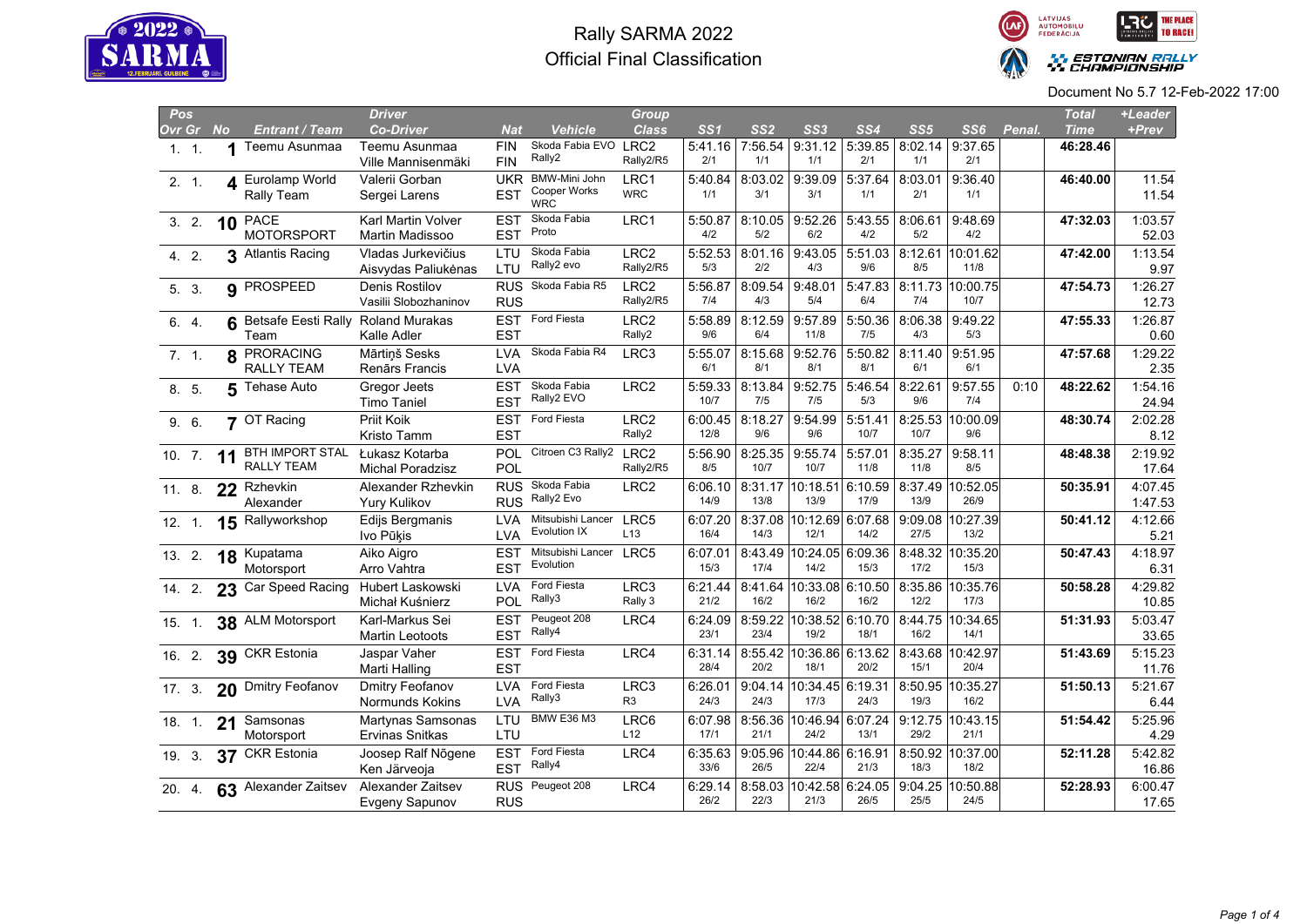# Rally SARMA 2022

## Official Final Classification

Document No 5.7 12-Feb-2022 17:00

| Pos Ovr | Gr | No | Entrant / Team | Driver / Co-Driver | Nat | Vehicle | Group Class | SS1 | SS2 | SS3 | SS4 | SS5 | SS6 | Penal. | Total Time | +Leader +Prev |
|---|---|---|---|---|---|---|---|---|---|---|---|---|---|---|---|---|
| 1. | 1. | 1 | Teemu Asunmaa | Teemu Asunmaa / Ville Mannisenmäki | FIN / FIN | Skoda Fabia EVO Rally2 | LRC2 Rally2/R5 | 5:41.16 2/1 | 7:56.54 1/1 | 9:31.12 1/1 | 5:39.85 2/1 | 8:02.14 1/1 | 9:37.65 2/1 | | 46:28.46 | |
| 2. | 1. | 4 | Eurolamp World Rally Team | Valerii Gorban / Sergei Larens | UKR / EST | BMW-Mini John Cooper Works WRC | LRC1 WRC | 5:40.84 1/1 | 8:03.02 3/1 | 9:39.09 3/1 | 5:37.64 1/1 | 8:03.01 2/1 | 9:36.40 1/1 | | 46:40.00 | 11.54 11.54 |
| 3. | 2. | 10 | PACE MOTORSPORT | Karl Martin Volver / Martin Madissoo | EST / EST | Skoda Fabia Proto | LRC1 | 5:50.87 4/2 | 8:10.05 5/2 | 9:52.26 6/2 | 5:43.55 4/2 | 8:06.61 5/2 | 9:48.69 4/2 | | 47:32.03 | 1:03.57 52.03 |
| 4. | 2. | 3 | Atlantis Racing | Vladas Jurkevičius / Aisvydas Paliukėnas | LTU / LTU | Skoda Fabia Rally2 evo | LRC2 Rally2/R5 | 5:52.53 5/3 | 8:01.16 2/2 | 9:43.05 4/3 | 5:51.03 9/6 | 8:12.61 8/5 | 10:01.62 11/8 | | 47:42.00 | 1:13.54 9.97 |
| 5. | 3. | 9 | PROSPEED | Denis Rostilov / Vasilii Slobozhaninov | RUS / RUS | Skoda Fabia R5 | LRC2 Rally2/R5 | 5:56.87 8/5 | 8:09.54 4/3 | 9:48.01 5/4 | 5:47.83 6/4 | 8:11.73 7/4 | 10:00.75 10/7 | | 47:54.73 | 1:26.27 12.73 |
| 6. | 4. | 6 | Betsafe Eesti Rally Team | Roland Murakas / Kalle Adler | EST / EST | Ford Fiesta | LRC2 Rally2 | 5:58.89 9/6 | 8:12.59 6/4 | 9:57.89 11/8 | 5:50.36 7/5 | 8:06.38 4/3 | 9:49.22 5/3 | | 47:55.33 | 1:26.87 0.60 |
| 7. | 1. | 8 | PRORACING RALLY TEAM | Mārtiņš Sesks / Renārs Francis | LVA / LVA | Skoda Fabia R4 | LRC3 | 5:55.07 6/1 | 8:15.68 8/1 | 9:52.76 8/1 | 5:50.82 8/1 | 8:11.40 6/1 | 9:51.95 6/1 | | 47:57.68 | 1:29.22 2.35 |
| 8. | 5. | 5 | Tehase Auto | Gregor Jeets / Timo Taniel | EST / EST | Skoda Fabia Rally2 EVO | LRC2 | 5:59.33 10/7 | 8:13.84 7/5 | 9:52.75 7/5 | 5:46.54 5/3 | 8:22.61 9/6 | 9:57.55 7/4 | 0:10 | 48:22.62 | 1:54.16 24.94 |
| 9. | 6. | 7 | OT Racing | Priit Koik / Kristo Tamm | EST / EST | Ford Fiesta | LRC2 Rally2 | 6:00.45 12/8 | 8:18.27 9/6 | 9:54.99 9/6 | 5:51.41 10/7 | 8:25.53 10/7 | 10:00.09 9/6 | | 48:30.74 | 2:02.28 8.12 |
| 10. | 7. | 11 | BTH IMPORT STAL RALLY TEAM | Łukasz Kotarba / Michal Poradzisz | POL / POL | Citroen C3 Rally2 | LRC2 Rally2/R5 | 5:56.90 8/5 | 8:25.35 10/7 | 9:55.74 10/7 | 5:57.01 11/8 | 8:35.27 11/8 | 9:58.11 8/5 | | 48:48.38 | 2:19.92 17.64 |
| 11. | 8. | 22 | Rzhevkin Alexander | Alexander Rzhevkin / Yury Kulikov | RUS / RUS | Skoda Fabia Rally2 Evo | LRC2 | 6:06.10 14/9 | 8:31.17 13/8 | 10:18.51 13/9 | 6:10.59 17/9 | 8:37.49 13/9 | 10:52.05 26/9 | | 50:35.91 | 4:07.45 1:47.53 |
| 12. | 1. | 15 | Rallyworkshop | Edijs Bergmanis / Ivo Pūķis | LVA / LVA | Mitsubishi Lancer Evolution IX | LRC5 L13 | 6:07.20 16/4 | 8:37.08 14/3 | 10:12.69 12/1 | 6:07.68 14/2 | 9:09.08 27/5 | 10:27.39 13/2 | | 50:41.12 | 4:12.66 5.21 |
| 13. | 2. | 18 | Kupatama Motorsport | Aiko Aigro / Arro Vahtra | EST / EST | Mitsubishi Lancer Evolution | LRC5 | 6:07.01 15/3 | 8:43.49 17/4 | 10:24.05 14/2 | 6:09.36 15/3 | 8:48.32 17/2 | 10:35.20 15/3 | | 50:47.43 | 4:18.97 6.31 |
| 14. | 2. | 23 | Car Speed Racing | Hubert Laskowski / Michał Kuśnierz | LVA / POL | Ford Fiesta Rally3 | LRC3 Rally 3 | 6:21.44 21/2 | 8:41.64 16/2 | 10:33.08 16/2 | 6:10.50 16/2 | 8:35.86 12/2 | 10:35.76 17/3 | | 50:58.28 | 4:29.82 10.85 |
| 15. | 1. | 38 | ALM Motorsport | Karl-Markus Sei / Martin Leotoots | EST / EST | Peugeot 208 Rally4 | LRC4 | 6:24.09 23/1 | 8:59.22 23/4 | 10:38.52 19/2 | 6:10.70 18/1 | 8:44.75 16/2 | 10:34.65 14/1 | | 51:31.93 | 5:03.47 33.65 |
| 16. | 2. | 39 | CKR Estonia | Jaspar Vaher / Marti Halling | EST / EST | Ford Fiesta | LRC4 | 6:31.14 28/4 | 8:55.42 20/2 | 10:36.86 18/1 | 6:13.62 20/2 | 8:43.68 15/1 | 10:42.97 20/4 | | 51:43.69 | 5:15.23 11.76 |
| 17. | 3. | 20 | Dmitry Feofanov | Dmitry Feofanov / Normunds Kokins | LVA / LVA | Ford Fiesta Rally3 | LRC3 R3 | 6:26.01 24/3 | 9:04.14 24/3 | 10:34.45 17/3 | 6:19.31 24/3 | 8:50.95 19/3 | 10:35.27 16/2 | | 51:50.13 | 5:21.67 6.44 |
| 18. | 1. | 21 | Samsonas Motorsport | Martynas Samsonas / Ervinas Snitkas | LTU / LTU | BMW E36 M3 | LRC6 L12 | 6:07.98 17/1 | 8:56.36 21/1 | 10:46.94 24/2 | 6:07.24 13/1 | 9:12.75 29/2 | 10:43.15 21/1 | | 51:54.42 | 5:25.96 4.29 |
| 19. | 3. | 37 | CKR Estonia | Joosep Ralf Nõgene / Ken Järveoja | EST / EST | Ford Fiesta Rally4 | LRC4 | 6:35.63 33/6 | 9:05.96 26/5 | 10:44.86 22/4 | 6:16.91 21/3 | 8:50.92 18/3 | 10:37.00 18/2 | | 52:11.28 | 5:42.82 16.86 |
| 20. | 4. | 63 | Alexander Zaitsev | Alexander Zaitsev / Evgeny Sapunov | RUS / RUS | Peugeot 208 | LRC4 | 6:29.14 26/2 | 8:58.03 22/3 | 10:42.58 21/3 | 6:24.09 26/5 | 9:04.25 25/5 | 10:50.88 24/5 | | 52:28.93 | 6:00.47 17.65 |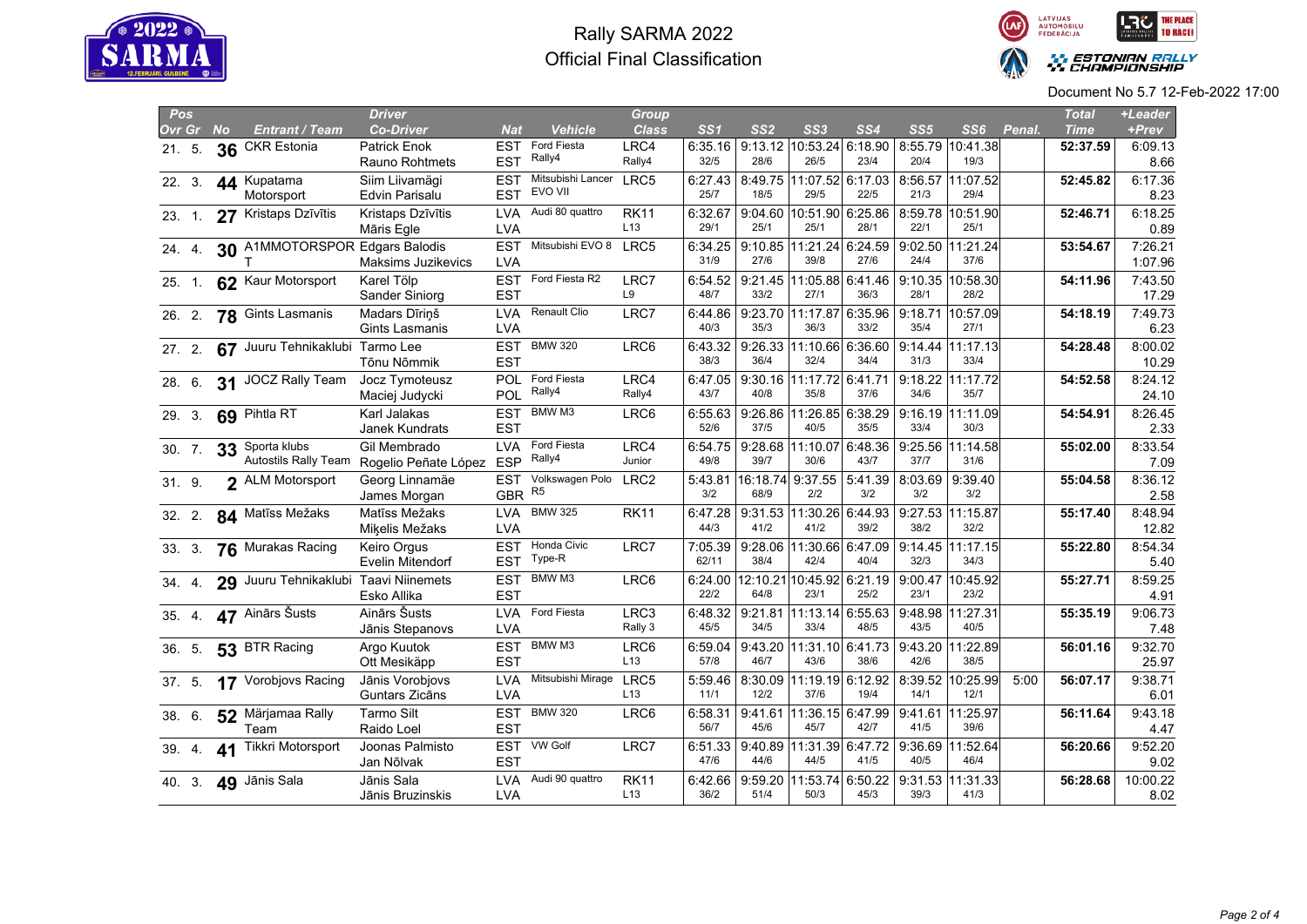# Rally SARMA 2022

## Official Final Classification

Document No 5.7 12-Feb-2022 17:00

| Pos Ovr | Gr | No | Entrant / Team | Driver / Co-Driver | Nat | Vehicle | Group / Class | SS1 | SS2 | SS3 | SS4 | SS5 | SS6 | Penal. | Total Time | +Leader / +Prev |
|---|---|---|---|---|---|---|---|---|---|---|---|---|---|---|---|---|
| 21. | 5. | 36 | CKR Estonia | Patrick Enok / Rauno Rohtmets | EST / EST | Ford Fiesta Rally4 | LRC4 / Rally4 | 6:35.16 / 32/5 | 9:13.12 / 28/6 | 10:53.24 / 26/5 | 6:18.90 / 23/4 | 8:55.79 / 20/4 | 10:41.38 / 19/3 | | 52:37.59 | 6:09.13 / 8.66 |
| 22. | 3. | 44 | Kupatama Motorsport | Siim Liivamägi / Edvin Parisalu | EST / EST | Mitsubishi Lancer EVO VII | LRC5 | 6:27.43 / 25/7 | 8:49.75 / 18/5 | 11:07.52 / 29/5 | 6:17.03 / 22/5 | 8:56.57 / 21/3 | 11:07.52 / 29/4 | | 52:45.82 | 6:17.36 / 8.23 |
| 23. | 1. | 27 | Kristaps Dzīvītis | Kristaps Dzīvītis / Māris Egle | LVA / LVA | Audi 80 quattro | RK11 / L13 | 6:32.67 / 29/1 | 9:04.60 / 25/1 | 10:51.90 / 25/1 | 6:25.86 / 28/1 | 8:59.78 / 22/1 | 10:51.90 / 25/1 | | 52:46.71 | 6:18.25 / 0.89 |
| 24. | 4. | 30 | A1MMOTORSPORT | Edgars Balodis / Maksims Juzikevics | EST / LVA | Mitsubishi EVO 8 | LRC5 | 6:34.25 / 31/9 | 9:10.85 / 27/6 | 11:21.24 / 39/8 | 6:24.59 / 27/6 | 9:02.50 / 24/4 | 11:21.24 / 37/6 | | 53:54.67 | 7:26.21 / 1:07.96 |
| 25. | 1. | 62 | Kaur Motorsport | Karel Tölp / Sander Siniorg | EST / EST | Ford Fiesta R2 | LRC7 / L9 | 6:54.52 / 48/7 | 9:21.45 / 33/2 | 11:05.88 / 27/1 | 6:41.46 / 36/3 | 9:10.35 / 28/1 | 10:58.30 / 28/2 | | 54:11.96 | 7:43.50 / 17.29 |
| 26. | 2. | 78 | Gints Lasmanis | Madars Dīriņš / Gints Lasmanis | LVA / LVA | Renault Clio | LRC7 | 6:44.86 / 40/3 | 9:23.70 / 35/3 | 11:17.87 / 36/3 | 6:35.96 / 33/2 | 9:18.71 / 35/4 | 10:57.09 / 27/1 | | 54:18.19 | 7:49.73 / 6.23 |
| 27. | 2. | 67 | Juuru Tehnikaklubi | Tarmo Lee / Tõnu Nõmmik | EST / EST | BMW 320 | LRC6 | 6:43.32 / 38/3 | 9:26.33 / 36/4 | 11:10.66 / 32/4 | 6:36.60 / 34/4 | 9:14.44 / 31/3 | 11:17.13 / 33/4 | | 54:28.48 | 8:00.02 / 10.29 |
| 28. | 6. | 31 | JOCZ Rally Team | Jocz Tymoteusz / Maciej Judycki | POL / POL | Ford Fiesta Rally4 | LRC4 / Rally4 | 6:47.05 / 43/7 | 9:30.16 / 40/8 | 11:17.72 / 35/8 | 6:41.71 / 37/6 | 9:18.22 / 34/6 | 11:17.72 / 35/7 | | 54:52.58 | 8:24.12 / 24.10 |
| 29. | 3. | 69 | Pihtla RT | Karl Jalakas / Janek Kundrats | EST / EST | BMW M3 | LRC6 | 6:55.63 / 52/6 | 9:26.86 / 37/5 | 11:26.85 / 40/5 | 6:38.29 / 35/5 | 9:16.19 / 33/4 | 11:11.09 / 30/3 | | 54:54.91 | 8:26.45 / 2.33 |
| 30. | 7. | 33 | Sporta klubs Autostils Rally Team | Gil Membrado / Rogelio Peñate López | LVA / ESP | Ford Fiesta Rally4 | LRC4 / Junior | 6:54.75 / 49/8 | 9:28.68 / 39/7 | 11:10.07 / 30/6 | 6:48.36 / 43/7 | 9:25.56 / 37/7 | 11:14.58 / 31/6 | | 55:02.00 | 8:33.54 / 7.09 |
| 31. | 9. | 2 | ALM Motorsport | Georg Linnamäe / James Morgan | EST / GBR | Volkswagen Polo R5 | LRC2 | 5:43.81 / 3/2 | 16:18.74 / 68/9 | 9:37.55 / 2/2 | 5:41.39 / 3/2 | 8:03.69 / 3/2 | 9:39.40 / 3/2 | | 55:04.58 | 8:36.12 / 2.58 |
| 32. | 2. | 84 | Matīss Mežaks | Matīss Mežaks / Miķelis Mežaks | LVA / LVA | BMW 325 | RK11 | 6:47.28 / 44/3 | 9:31.53 / 41/2 | 11:30.26 / 41/2 | 6:44.93 / 39/2 | 9:27.53 / 38/2 | 11:15.87 / 32/2 | | 55:17.40 | 8:48.94 / 12.82 |
| 33. | 3. | 76 | Murakas Racing | Keiro Orgus / Evelin Mitendorf | EST / EST | Honda Civic Type-R | LRC7 | 7:05.39 / 62/11 | 9:28.06 / 38/4 | 11:30.66 / 42/4 | 6:47.09 / 40/4 | 9:14.45 / 32/3 | 11:17.15 / 34/3 | | 55:22.80 | 8:54.34 / 5.40 |
| 34. | 4. | 29 | Juuru Tehnikaklubi | Taavi Niinemets / Esko Allika | EST / EST | BMW M3 | LRC6 | 6:24.00 / 22/2 | 12:10.21 / 64/8 | 10:45.92 / 23/1 | 6:21.19 / 25/2 | 9:00.47 / 23/1 | 10:45.92 / 23/2 | | 55:27.71 | 8:59.25 / 4.91 |
| 35. | 4. | 47 | Ainārs Šusts | Ainārs Šusts / Jānis Stepanovs | LVA / LVA | Ford Fiesta | LRC3 / Rally 3 | 6:48.32 / 45/5 | 9:21.81 / 34/5 | 11:13.14 / 33/4 | 6:55.63 / 48/5 | 9:48.98 / 43/5 | 11:27.31 / 40/5 | | 55:35.19 | 9:06.73 / 7.48 |
| 36. | 5. | 53 | BTR Racing | Argo Kuutok / Ott Mesikäpp | EST / EST | BMW M3 | LRC6 / L13 | 6:59.04 / 57/8 | 9:43.20 / 46/7 | 11:31.10 / 43/6 | 6:41.73 / 38/6 | 9:43.20 / 42/6 | 11:22.89 / 38/5 | | 56:01.16 | 9:32.70 / 25.97 |
| 37. | 5. | 17 | Vorobjovs Racing | Jānis Vorobjovs / Guntars Zicāns | LVA / LVA | Mitsubishi Mirage | LRC5 / L13 | 5:59.46 / 11/1 | 8:30.09 / 12/2 | 11:19.19 / 37/6 | 6:12.92 / 19/4 | 8:39.52 / 14/1 | 10:25.99 / 12/1 | 5:00 | 56:07.17 | 9:38.71 / 6.01 |
| 38. | 6. | 52 | Märjamaa Rally Team | Tarmo Silt / Raido Loel | EST / EST | BMW 320 | LRC6 | 6:58.31 / 56/7 | 9:41.61 / 45/6 | 11:36.15 / 45/7 | 6:47.99 / 42/7 | 9:41.61 / 41/5 | 11:25.97 / 39/6 | | 56:11.64 | 9:43.18 / 4.47 |
| 39. | 4. | 41 | Tikkri Motorsport | Joonas Palmisto / Jan Nõlvak | EST / EST | VW Golf | LRC7 | 6:51.33 / 47/6 | 9:40.89 / 44/6 | 11:31.39 / 44/5 | 6:47.72 / 41/5 | 9:36.69 / 40/5 | 11:52.64 / 46/4 | | 56:20.66 | 9:52.20 / 9.02 |
| 40. | 3. | 49 | Jānis Sala | Jānis Sala / Jānis Bruzinskis | LVA / LVA | Audi 90 quattro | RK11 / L13 | 6:42.66 / 36/2 | 9:59.20 / 51/4 | 11:53.74 / 50/3 | 6:50.22 / 45/3 | 9:31.53 / 39/3 | 11:31.33 / 41/3 | | 56:28.68 | 10:00.22 / 8.02 |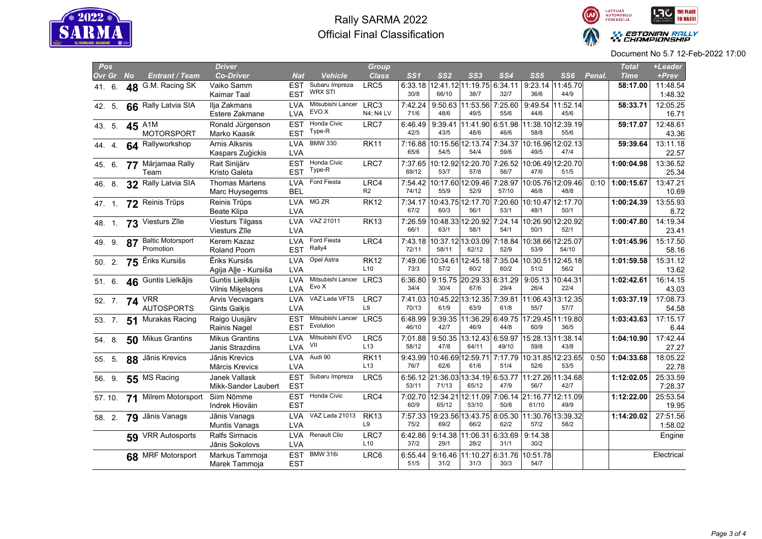# Rally SARMA 2022
## Official Final Classification

Document No 5.7 12-Feb-2022 17:00

| Pos Ovr | Gr | No | Entrant / Team | Driver / Co-Driver | Nat | Vehicle | Group / Class | SS1 | SS2 | SS3 | SS4 | SS5 | SS6 | Penal. | Total Time | +Leader / +Prev |
|---|---|---|---|---|---|---|---|---|---|---|---|---|---|---|---|---|
| 41. | 6. | 48 | G.M. Racing SK | Vaiko Samm / Kaimar Taal | EST / EST | Subaru Impreza WRX STI | LRC5 | 6:33.18 30/8 | 12:41.12 66/10 | 11:19.75 38/7 | 6:34.11 32/7 | 9:23.14 36/6 | 11:45.70 44/9 | | 58:17.00 | 11:48.54 / 1:48.32 |
| 42. | 5. | 66 | Rally Latvia SIA | Ilja Zakmans / Estere Zakmane | LVA / LVA | Mitsubishi Lancer EVO X | LRC3 / N4; N4 LV | 7:42.24 71/6 | 9:50.63 48/6 | 11:53.56 49/5 | 7:25.60 55/6 | 9:49.54 44/6 | 11:52.14 45/6 | | 58:33.71 | 12:05.25 / 16.71 |
| 43. | 5. | 45 | A1M MOTORSPORT | Ronald Jürgenson / Marko Kaasik | EST / EST | Honda Civic Type-R | LRC7 | 6:46.49 42/5 | 9:39.41 43/5 | 11:41.90 48/6 | 6:51.98 46/6 | 11:38.10 58/8 | 12:39.19 55/6 | | 59:17.07 | 12:48.61 / 43.36 |
| 44. | 4. | 64 | Rallyworkshop | Arnis Alksnis / Kaspars Zuģickis | LVA / LVA | BMW 330 | RK11 | 7:16.88 65/6 | 10:15.56 54/5 | 12:13.74 54/4 | 7:34.37 59/6 | 10:16.96 49/5 | 12:02.13 47/4 | | 59:39.64 | 13:11.18 / 22.57 |
| 45. | 6. | 77 | Märjamaa Rally Team | Rait Sinijärv / Kristo Galeta | EST / EST | Honda Civic Type-R | LRC7 | 7:37.65 69/12 | 10:12.92 53/7 | 12:20.70 57/8 | 7:26.52 56/7 | 10:06.49 47/6 | 12:20.70 51/5 | | 1:00:04.98 | 13:36.52 / 25.34 |
| 46. | 8. | 32 | Rally Latvia SIA | Thomas Martens / Marc Huysegems | LVA / BEL | Ford Fiesta | LRC4 / R2 | 7:54.42 74/12 | 10:17.60 55/9 | 12:09.46 52/9 | 7:28.97 57/10 | 10:05.76 46/8 | 12:09.46 48/8 | 0:10 | 1:00:15.67 | 13:47.21 / 10.69 |
| 47. | 1. | 72 | Reinis Trūps | Reinis Trūps / Beate Klipa | LVA / LVA | MG ZR | RK12 | 7:34.17 67/2 | 10:43.75 60/3 | 12:17.70 56/1 | 7:20.60 53/1 | 10:10.47 48/1 | 12:17.70 50/1 | | 1:00:24.39 | 13:55.93 / 8.72 |
| 48. | 1. | 73 | Viesturs Zīle | Viesturs Tilgass / Viesturs Zīle | LVA / LVA | VAZ 21011 | RK13 | 7:26.59 66/1 | 10:48.33 63/1 | 12:20.92 58/1 | 7:24.14 54/1 | 10:26.90 50/1 | 12:20.92 52/1 | | 1:00:47.80 | 14:19.34 / 23.41 |
| 49. | 9. | 87 | Baltic Motorsport Promotion | Kerem Kazaz / Roland Poom | LVA / EST | Ford Fiesta Rally4 | LRC4 | 7:43.18 72/11 | 10:37.12 58/11 | 13:03.09 62/12 | 7:18.84 52/9 | 10:38.66 53/9 | 12:25.07 54/10 | | 1:01:45.96 | 15:17.50 / 58.16 |
| 50. | 2. | 75 | Ēriks Kursišs | Ēriks Kursišs / Agija Alle - Kursiša | LVA / LVA | Opel Astra | RK12 / L10 | 7:49.06 73/3 | 10:34.61 57/2 | 12:45.18 60/2 | 7:35.04 60/2 | 10:30.51 51/2 | 12:45.18 56/2 | | 1:01:59.58 | 15:31.12 / 13.62 |
| 51. | 6. | 46 | Guntis Lielkājis | Guntis Lielkājis / Vilnis Miķelsons | LVA / LVA | Mitsubishi Lancer Evo X | LRC3 | 6:36.80 34/4 | 9:15.75 30/4 | 20:29.33 67/6 | 6:31.29 29/4 | 9:05.13 26/4 | 10:44.31 22/4 | | 1:02:42.61 | 16:14.15 / 43.03 |
| 52. | 7. | 74 | VRR AUTOSPORTS | Arvis Vecvagars / Gints Gaiķis | LVA / LVA | VAZ Lada VFTS | LRC7 / L9 | 7:41.03 70/13 | 10:45.22 61/9 | 13:12.35 63/9 | 7:39.81 61/8 | 11:06.43 55/7 | 13:12.35 57/7 | | 1:03:37.19 | 17:08.73 / 54.58 |
| 53. | 7. | 51 | Murakas Racing | Raigo Uusjärv / Rainis Nagel | EST / EST | Mitsubishi Lancer Evolution | LRC5 | 6:48.99 46/10 | 9:39.35 42/7 | 11:36.29 46/9 | 6:49.75 44/8 | 17:29.45 60/9 | 11:19.80 36/5 | | 1:03:43.63 | 17:15.17 / 6.44 |
| 54. | 8. | 50 | Mikus Grantins | Mikus Grantins / Janis Strazdins | LVA / LVA | Mitsubishi EVO VII | LRC5 / L13 | 7:01.88 58/12 | 9:50.35 47/8 | 13:12.43 64/11 | 6:59.97 49/10 | 15:28.13 59/8 | 11:38.14 43/8 | | 1:04:10.90 | 17:42.44 / 27.27 |
| 55. | 5. | 88 | Jānis Krevics | Jānis Krevics / Mārcis Krevics | LVA / LVA | Audi 90 | RK11 / L13 | 9:43.99 76/7 | 10:46.69 62/6 | 12:59.71 61/6 | 7:17.79 51/4 | 10:31.85 52/6 | 12:23.65 53/5 | 0:50 | 1:04:33.68 | 18:05.22 / 22.78 |
| 56. | 9. | 55 | MS Racing | Janek Vallask / Mikk-Sander Laubert | EST / EST | Subaru Impreza | LRC5 | 6:56.12 53/11 | 21:36.03 71/13 | 13:34.19 65/12 | 6:53.77 47/9 | 11:27.26 56/7 | 11:34.68 42/7 | | 1:12:02.05 | 25:33.59 / 7:28.37 |
| 57. | 10. | 71 | Milrem Motorsport | Siim Nõmme / Indrek Hioväin | EST / EST | Honda Civic | LRC4 | 7:02.70 60/9 | 12:34.21 65/12 | 12:11.09 53/10 | 7:06.14 50/8 | 21:16.77 61/10 | 12:11.09 49/9 | | 1:12:22.00 | 25:53.54 / 19.95 |
| 58. | 2. | 79 | Jānis Vanags | Jānis Vanags / Muntis Vanags | LVA / LVA | VAZ Lada 21013 | RK13 / L9 | 7:57.33 75/2 | 19:23.56 69/2 | 13:43.75 66/2 | 8:05.30 62/2 | 11:30.76 57/2 | 13:39.32 58/2 | | 1:14:20.02 | 27:51.56 / 1:58.02 |
| | | 59 | VRR Autosports | Ralfs Sirmacis / Jānis Sokolovs | LVA / LVA | Renault Clio | LRC7 / L10 | 6:42.86 37/2 | 9:14.38 29/1 | 11:06.31 28/2 | 6:33.69 31/1 | 9:14.38 30/2 | | | Engine | |
| | | 68 | MRF Motorsport | Markus Tammoja / Marek Tammoja | EST / EST | BMW 316i | LRC6 | 6:55.44 51/5 | 9:16.46 31/2 | 11:10.27 31/3 | 6:31.76 30/3 | 10:51.78 54/7 | | | Electrical | |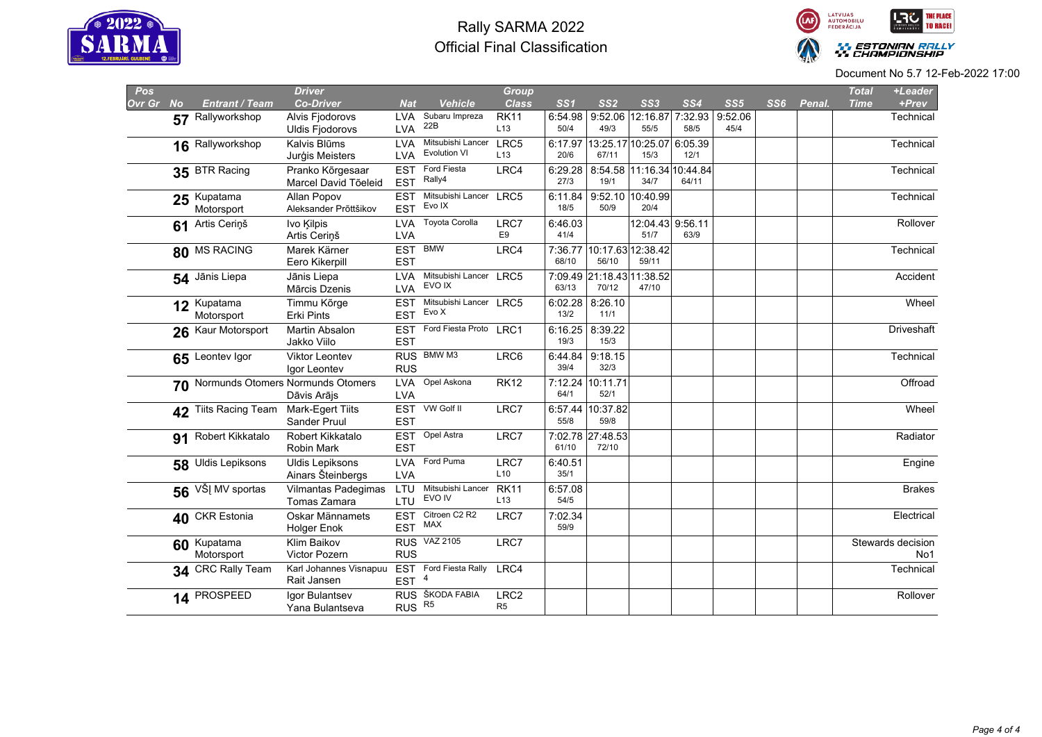# Rally SARMA 2022

## Official Final Classification

Document No 5.7 12-Feb-2022 17:00

| Pos Ovr Gr | No | Entrant / Team | Driver Co-Driver | Nat | Vehicle | Group Class | SS1 | SS2 | SS3 | SS4 | SS5 | SS6 | Penal. | Total Time | +Leader +Prev |
|---|---|---|---|---|---|---|---|---|---|---|---|---|---|---|---|
| | 57 | Rallyworkshop | Alvis Fjodorovs Uldis Fjodorovs | LVA LVA | Subaru Impreza 22B | RK11 L13 | 6:54.98 50/4 | 9:52.06 49/3 | 12:16.87 55/5 | 7:32.93 58/5 | 9:52.06 45/4 | | | | Technical |
| | 16 | Rallyworkshop | Kalvis Blūms Jurģis Meisters | LVA LVA | Mitsubishi Lancer Evolution VI | LRC5 L13 | 6:17.97 20/6 | 13:25.17 67/11 | 10:25.07 15/3 | 6:05.39 12/1 | | | | | Technical |
| | 35 | BTR Racing | Pranko Kõrgesaar Marcel David Tõeleid | EST EST | Ford Fiesta Rally4 | LRC4 | 6:29.28 27/3 | 8:54.58 19/1 | 11:16.34 34/7 | 10:44.84 64/11 | | | | | Technical |
| | 25 | Kupatama Motorsport | Allan Popov Aleksander Prõttšikov | EST EST | Mitsubishi Lancer Evo IX | LRC5 | 6:11.84 18/5 | 9:52.10 50/9 | 10:40.99 20/4 | | | | | | Technical |
| | 61 | Artis Ceriņš | Ivo Ķilpis Artis Ceriņš | LVA LVA | Toyota Corolla | LRC7 E9 | 6:46.03 41/4 | | 12:04.43 51/7 | 9:56.11 63/9 | | | | | Rollover |
| | 80 | MS RACING | Marek Kärner Eero Kikerpill | EST EST | BMW | LRC4 | 7:36.77 68/10 | 10:17.63 56/10 | 12:38.42 59/11 | | | | | | Technical |
| | 54 | Jānis Liepa | Jānis Liepa Mārcis Dzenis | LVA LVA | Mitsubishi Lancer EVO IX | LRC5 | 7:09.49 63/13 | 21:18.43 70/12 | 11:38.52 47/10 | | | | | | Accident |
| | 12 | Kupatama Motorsport | Timmu Kõrge Erki Pints | EST EST | Mitsubishi Lancer Evo X | LRC5 | 6:02.28 13/2 | 8:26.10 11/1 | | | | | | | Wheel |
| | 26 | Kaur Motorsport | Martin Absalon Jakko Viilo | EST EST | Ford Fiesta Proto | LRC1 | 6:16.25 19/3 | 8:39.22 15/3 | | | | | | | Driveshaft |
| | 65 | Leontev Igor | Viktor Leontev Igor Leontev | RUS RUS | BMW M3 | LRC6 | 6:44.84 39/4 | 9:18.15 32/3 | | | | | | | Technical |
| | 70 | Normunds Otomers | Normunds Otomers Dāvis Arājs | LVA LVA | Opel Askona | RK12 | 7:12.24 64/1 | 10:11.71 52/1 | | | | | | | Offroad |
| | 42 | Tiits Racing Team | Mark-Egert Tiits Sander Pruul | EST EST | VW Golf II | LRC7 | 6:57.44 55/8 | 10:37.82 59/8 | | | | | | | Wheel |
| | 91 | Robert Kikkatalo | Robert Kikkatalo Robin Mark | EST EST | Opel Astra | LRC7 | 7:02.78 61/10 | 27:48.53 72/10 | | | | | | | Radiator |
| | 58 | Uldis Lepiksons | Uldis Lepiksons Ainars Šteinbergs | LVA LVA | Ford Puma | LRC7 L10 | 6:40.51 35/1 | | | | | | | | Engine |
| | 56 | VŠĮ MV sportas | Vilmantas Padegimas Tomas Zamara | LTU LTU | Mitsubishi Lancer EVO IV | RK11 L13 | 6:57.08 54/5 | | | | | | | | Brakes |
| | 40 | CKR Estonia | Oskar Männamets Holger Enok | EST EST | Citroen C2 R2 MAX | LRC7 | 7:02.34 59/9 | | | | | | | | Electrical |
| | 60 | Kupatama Motorsport | Klim Baikov Victor Pozern | RUS RUS | VAZ 2105 | LRC7 | | | | | | | | | Stewards decision No1 |
| | 34 | CRC Rally Team | Karl Johannes Visnapuu Rait Jansen | EST EST | Ford Fiesta Rally 4 | LRC4 | | | | | | | | | Technical |
| | 14 | PROSPEED | Igor Bulantsev Yana Bulantseva | RUS RUS | ŠKODA FABIA R5 | LRC2 R5 | | | | | | | | | Rollover |